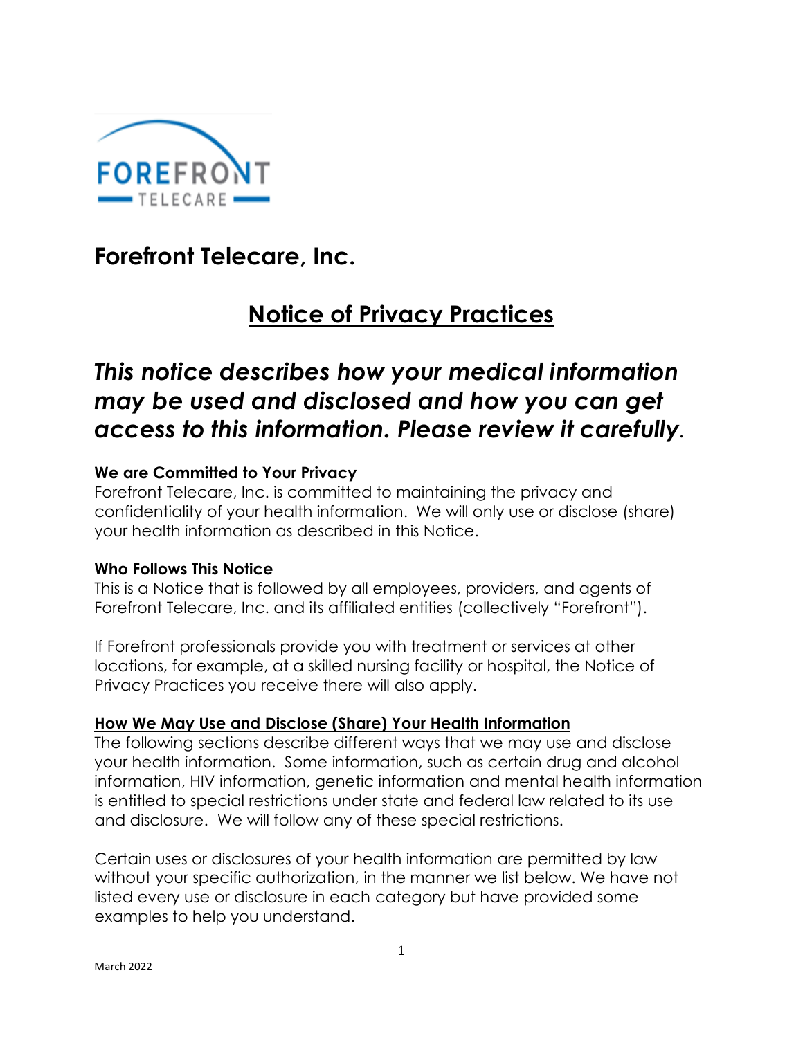# Forefront Telecare, Inc.

## Notice of Privacy Practices

### *This notice describes how your medical information may be used and disclosed and how you can get access to this information. Please review it carefully.*

**We are Committed to Your Privacy**
Forefront Telecare, Inc. is committed to maintaining the privacy and confidentiality of your health information. We will only use or disclose (share) your health information as described in this Notice.

**Who Follows This Notice**
This is a Notice that is followed by all employees, providers, and agents of Forefront Telecare, Inc. and its affiliated entities (collectively "Forefront").

If Forefront professionals provide you with treatment or services at other locations, for example, at a skilled nursing facility or hospital, the Notice of Privacy Practices you receive there will also apply.

**How We May Use and Disclose (Share) Your Health Information**
The following sections describe different ways that we may use and disclose your health information. Some information, such as certain drug and alcohol information, HIV information, genetic information and mental health information is entitled to special restrictions under state and federal law related to its use and disclosure. We will follow any of these special restrictions.

Certain uses or disclosures of your health information are permitted by law without your specific authorization, in the manner we list below. We have not listed every use or disclosure in each category but have provided some examples to help you understand.

March 2022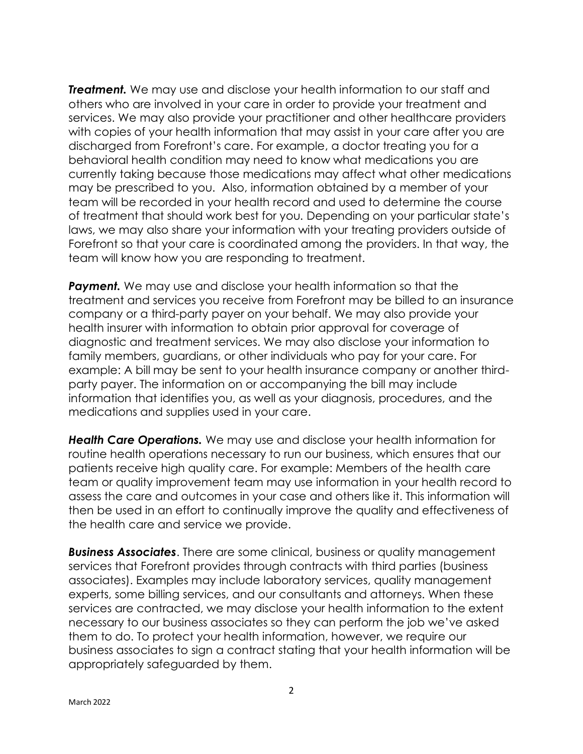***Treatment.*** We may use and disclose your health information to our staff and others who are involved in your care in order to provide your treatment and services. We may also provide your practitioner and other healthcare providers with copies of your health information that may assist in your care after you are discharged from Forefront's care. For example, a doctor treating you for a behavioral health condition may need to know what medications you are currently taking because those medications may affect what other medications may be prescribed to you. Also, information obtained by a member of your team will be recorded in your health record and used to determine the course of treatment that should work best for you. Depending on your particular state's laws, we may also share your information with your treating providers outside of Forefront so that your care is coordinated among the providers. In that way, the team will know how you are responding to treatment.

***Payment.*** We may use and disclose your health information so that the treatment and services you receive from Forefront may be billed to an insurance company or a third-party payer on your behalf. We may also provide your health insurer with information to obtain prior approval for coverage of diagnostic and treatment services. We may also disclose your information to family members, guardians, or other individuals who pay for your care. For example: A bill may be sent to your health insurance company or another third-party payer. The information on or accompanying the bill may include information that identifies you, as well as your diagnosis, procedures, and the medications and supplies used in your care.

***Health Care Operations.*** We may use and disclose your health information for routine health operations necessary to run our business, which ensures that our patients receive high quality care. For example: Members of the health care team or quality improvement team may use information in your health record to assess the care and outcomes in your case and others like it. This information will then be used in an effort to continually improve the quality and effectiveness of the health care and service we provide.

***Business Associates***. There are some clinical, business or quality management services that Forefront provides through contracts with third parties (business associates). Examples may include laboratory services, quality management experts, some billing services, and our consultants and attorneys. When these services are contracted, we may disclose your health information to the extent necessary to our business associates so they can perform the job we've asked them to do. To protect your health information, however, we require our business associates to sign a contract stating that your health information will be appropriately safeguarded by them.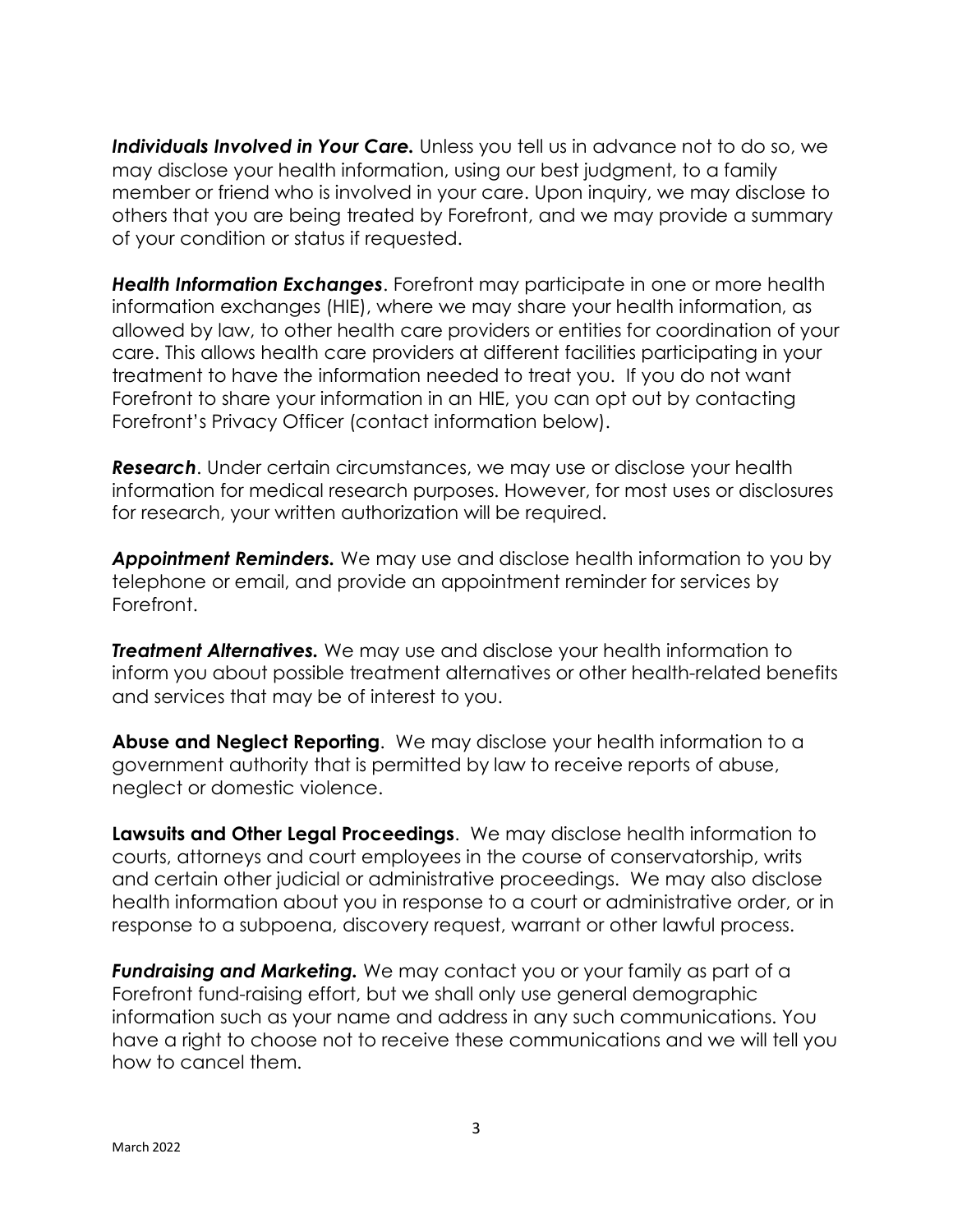***Individuals Involved in Your Care.*** Unless you tell us in advance not to do so, we may disclose your health information, using our best judgment, to a family member or friend who is involved in your care. Upon inquiry, we may disclose to others that you are being treated by Forefront, and we may provide a summary of your condition or status if requested.

***Health Information Exchanges***. Forefront may participate in one or more health information exchanges (HIE), where we may share your health information, as allowed by law, to other health care providers or entities for coordination of your care. This allows health care providers at different facilities participating in your treatment to have the information needed to treat you. If you do not want Forefront to share your information in an HIE, you can opt out by contacting Forefront's Privacy Officer (contact information below).

***Research***. Under certain circumstances, we may use or disclose your health information for medical research purposes. However, for most uses or disclosures for research, your written authorization will be required.

***Appointment Reminders.*** We may use and disclose health information to you by telephone or email, and provide an appointment reminder for services by Forefront.

***Treatment Alternatives.*** We may use and disclose your health information to inform you about possible treatment alternatives or other health-related benefits and services that may be of interest to you.

**Abuse and Neglect Reporting**. We may disclose your health information to a government authority that is permitted by law to receive reports of abuse, neglect or domestic violence.

**Lawsuits and Other Legal Proceedings**. We may disclose health information to courts, attorneys and court employees in the course of conservatorship, writs and certain other judicial or administrative proceedings. We may also disclose health information about you in response to a court or administrative order, or in response to a subpoena, discovery request, warrant or other lawful process.

***Fundraising and Marketing.*** We may contact you or your family as part of a Forefront fund-raising effort, but we shall only use general demographic information such as your name and address in any such communications. You have a right to choose not to receive these communications and we will tell you how to cancel them.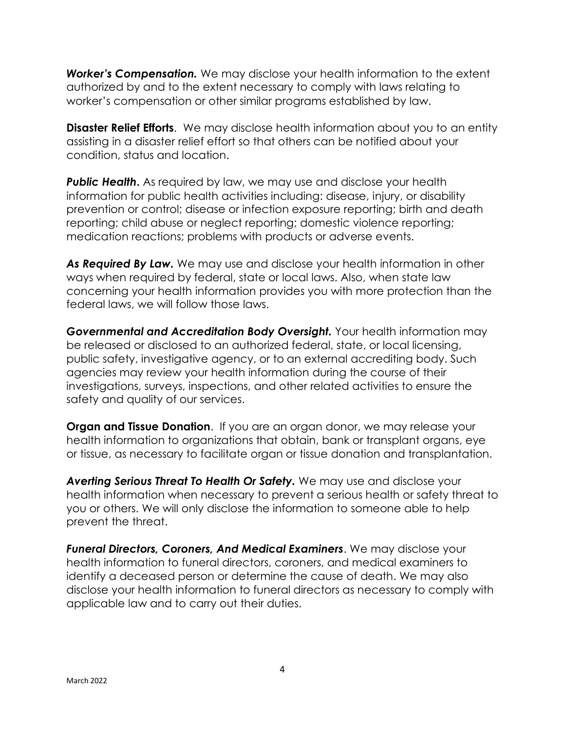***Worker's Compensation.*** We may disclose your health information to the extent authorized by and to the extent necessary to comply with laws relating to worker's compensation or other similar programs established by law.

**Disaster Relief Efforts**. We may disclose health information about you to an entity assisting in a disaster relief effort so that others can be notified about your condition, status and location.

***Public Health.*** As required by law, we may use and disclose your health information for public health activities including: disease, injury, or disability prevention or control; disease or infection exposure reporting; birth and death reporting; child abuse or neglect reporting; domestic violence reporting; medication reactions; problems with products or adverse events.

***As Required By Law.*** We may use and disclose your health information in other ways when required by federal, state or local laws. Also, when state law concerning your health information provides you with more protection than the federal laws, we will follow those laws.

***Governmental and Accreditation Body Oversight.*** Your health information may be released or disclosed to an authorized federal, state, or local licensing, public safety, investigative agency, or to an external accrediting body. Such agencies may review your health information during the course of their investigations, surveys, inspections, and other related activities to ensure the safety and quality of our services.

**Organ and Tissue Donation**. If you are an organ donor, we may release your health information to organizations that obtain, bank or transplant organs, eye or tissue, as necessary to facilitate organ or tissue donation and transplantation.

***Averting Serious Threat To Health Or Safety.*** We may use and disclose your health information when necessary to prevent a serious health or safety threat to you or others. We will only disclose the information to someone able to help prevent the threat.

***Funeral Directors, Coroners, And Medical Examiners***. We may disclose your health information to funeral directors, coroners, and medical examiners to identify a deceased person or determine the cause of death. We may also disclose your health information to funeral directors as necessary to comply with applicable law and to carry out their duties.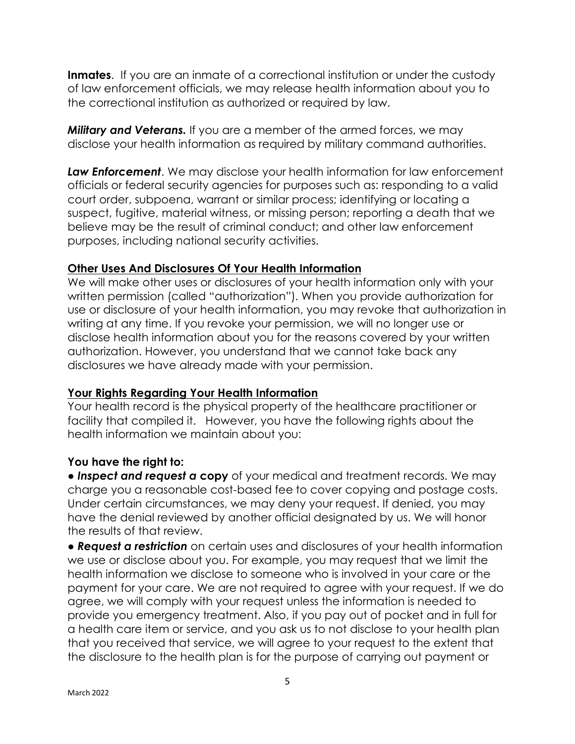**Inmates**. If you are an inmate of a correctional institution or under the custody of law enforcement officials, we may release health information about you to the correctional institution as authorized or required by law.

***Military and Veterans.*** If you are a member of the armed forces, we may disclose your health information as required by military command authorities.

***Law Enforcement***. We may disclose your health information for law enforcement officials or federal security agencies for purposes such as: responding to a valid court order, subpoena, warrant or similar process; identifying or locating a suspect, fugitive, material witness, or missing person; reporting a death that we believe may be the result of criminal conduct; and other law enforcement purposes, including national security activities.

**Other Uses And Disclosures Of Your Health Information**

We will make other uses or disclosures of your health information only with your written permission (called "authorization"). When you provide authorization for use or disclosure of your health information, you may revoke that authorization in writing at any time. If you revoke your permission, we will no longer use or disclose health information about you for the reasons covered by your written authorization. However, you understand that we cannot take back any disclosures we have already made with your permission.

**Your Rights Regarding Your Health Information**

Your health record is the physical property of the healthcare practitioner or facility that compiled it. However, you have the following rights about the health information we maintain about you:

**You have the right to:**

- ***Inspect and request a*** **copy** of your medical and treatment records. We may charge you a reasonable cost-based fee to cover copying and postage costs. Under certain circumstances, we may deny your request. If denied, you may have the denial reviewed by another official designated by us. We will honor the results of that review.
- ***Request a restriction*** on certain uses and disclosures of your health information we use or disclose about you. For example, you may request that we limit the health information we disclose to someone who is involved in your care or the payment for your care. We are not required to agree with your request. If we do agree, we will comply with your request unless the information is needed to provide you emergency treatment. Also, if you pay out of pocket and in full for a health care item or service, and you ask us to not disclose to your health plan that you received that service, we will agree to your request to the extent that the disclosure to the health plan is for the purpose of carrying out payment or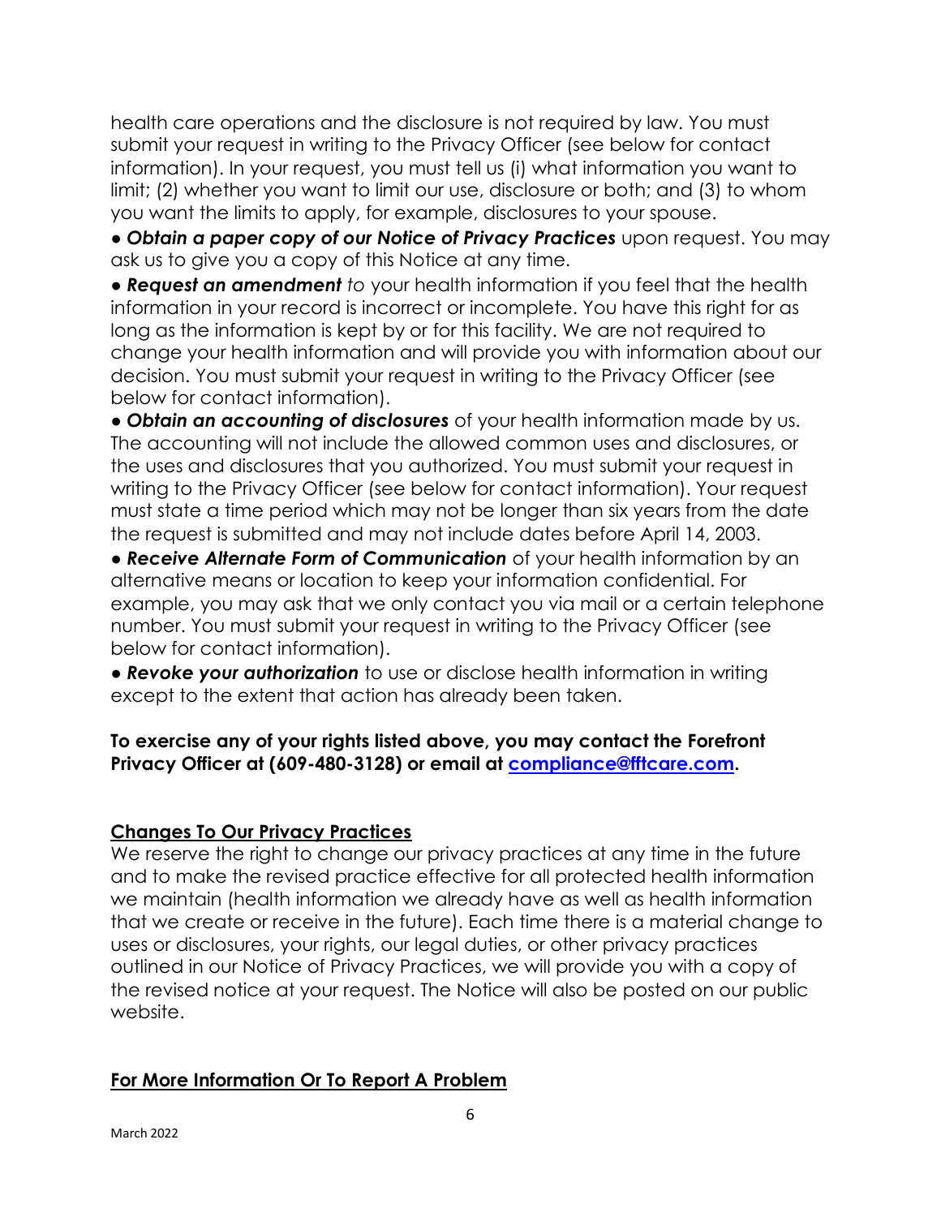health care operations and the disclosure is not required by law. You must submit your request in writing to the Privacy Officer (see below for contact information). In your request, you must tell us (i) what information you want to limit; (2) whether you want to limit our use, disclosure or both; and (3) to whom you want the limits to apply, for example, disclosures to your spouse.

- ***Obtain a paper copy of our Notice of Privacy Practices*** upon request. You may ask us to give you a copy of this Notice at any time.
- ***Request an amendment*** *to* your health information if you feel that the health information in your record is incorrect or incomplete. You have this right for as long as the information is kept by or for this facility. We are not required to change your health information and will provide you with information about our decision. You must submit your request in writing to the Privacy Officer (see below for contact information).
- ***Obtain an accounting of disclosures*** of your health information made by us. The accounting will not include the allowed common uses and disclosures, or the uses and disclosures that you authorized. You must submit your request in writing to the Privacy Officer (see below for contact information). Your request must state a time period which may not be longer than six years from the date the request is submitted and may not include dates before April 14, 2003.
- ***Receive Alternate Form of Communication*** of your health information by an alternative means or location to keep your information confidential. For example, you may ask that we only contact you via mail or a certain telephone number. You must submit your request in writing to the Privacy Officer (see below for contact information).
- ***Revoke your authorization*** to use or disclose health information in writing except to the extent that action has already been taken.

**To exercise any of your rights listed above, you may contact the Forefront Privacy Officer at (609-480-3128) or email at [compliance@fftcare.com](mailto:compliance@fftcare.com).**

## Changes To Our Privacy Practices

We reserve the right to change our privacy practices at any time in the future and to make the revised practice effective for all protected health information we maintain (health information we already have as well as health information that we create or receive in the future). Each time there is a material change to uses or disclosures, your rights, our legal duties, or other privacy practices outlined in our Notice of Privacy Practices, we will provide you with a copy of the revised notice at your request. The Notice will also be posted on our public website.

## For More Information Or To Report A Problem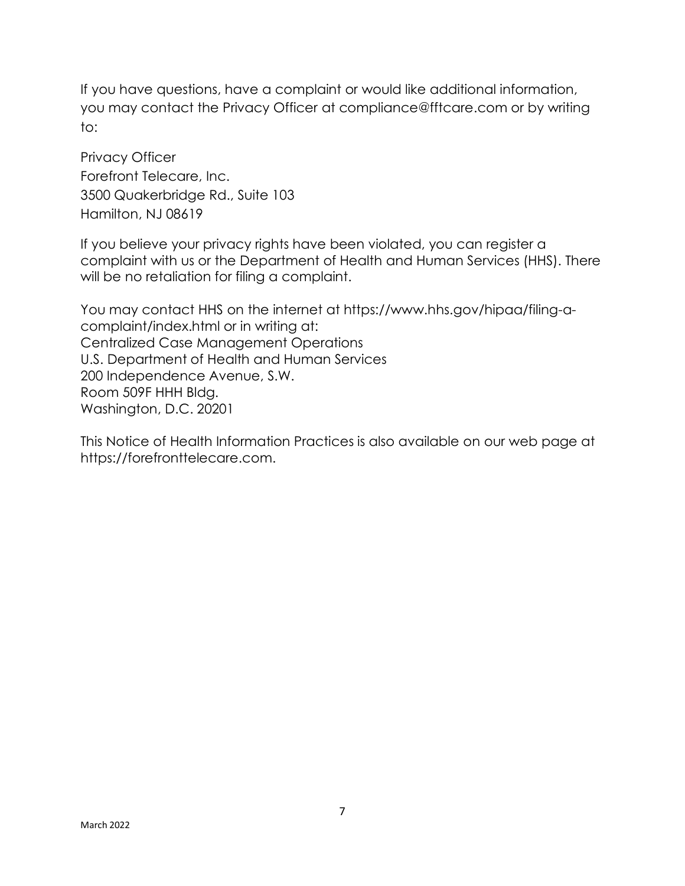If you have questions, have a complaint or would like additional information, you may contact the Privacy Officer at compliance@fftcare.com or by writing to:

Privacy Officer
Forefront Telecare, Inc.
3500 Quakerbridge Rd., Suite 103
Hamilton, NJ 08619

If you believe your privacy rights have been violated, you can register a complaint with us or the Department of Health and Human Services (HHS). There will be no retaliation for filing a complaint.

You may contact HHS on the internet at https://www.hhs.gov/hipaa/filing-a-complaint/index.html or in writing at:
Centralized Case Management Operations
U.S. Department of Health and Human Services
200 Independence Avenue, S.W.
Room 509F HHH Bldg.
Washington, D.C. 20201

This Notice of Health Information Practices is also available on our web page at https://forefronttelecare.com.